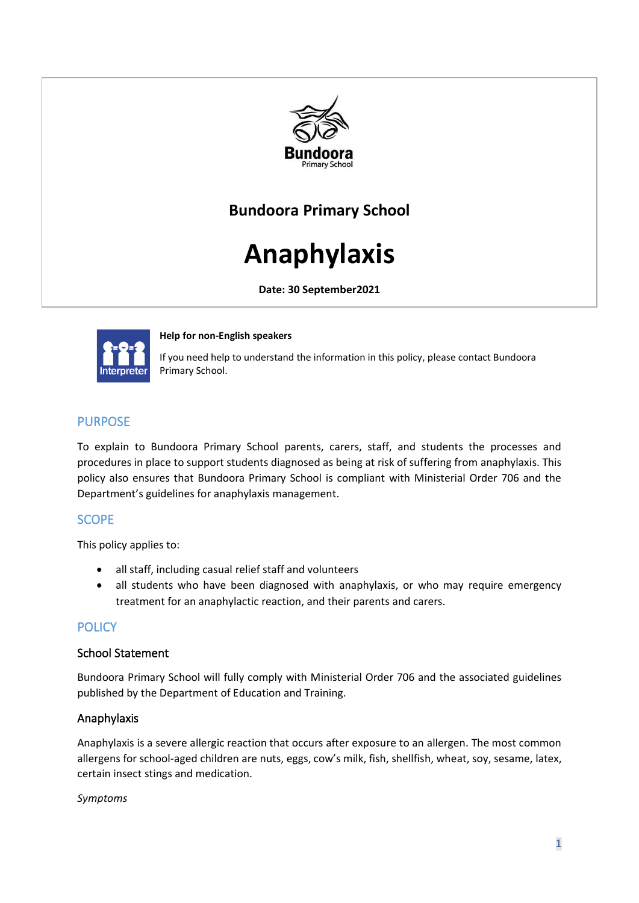Bundoora Primary School

# Bundoora Primary School

# Anaphylaxis

**Date: 30 September2021**

**Help for non-English speakers**

If you need help to understand the information in this policy, please contact Bundoora Primary School.

## PURPOSE

To explain to Bundoora Primary School parents, carers, staff, and students the processes and procedures in place to support students diagnosed as being at risk of suffering from anaphylaxis. This policy also ensures that Bundoora Primary School is compliant with Ministerial Order 706 and the Department's guidelines for anaphylaxis management.

## SCOPE

This policy applies to:

- all staff, including casual relief staff and volunteers
- all students who have been diagnosed with anaphylaxis, or who may require emergency treatment for an anaphylactic reaction, and their parents and carers.

## POLICY

### School Statement

Bundoora Primary School will fully comply with Ministerial Order 706 and the associated guidelines published by the Department of Education and Training.

### Anaphylaxis

Anaphylaxis is a severe allergic reaction that occurs after exposure to an allergen. The most common allergens for school-aged children are nuts, eggs, cow's milk, fish, shellfish, wheat, soy, sesame, latex, certain insect stings and medication.

*Symptoms*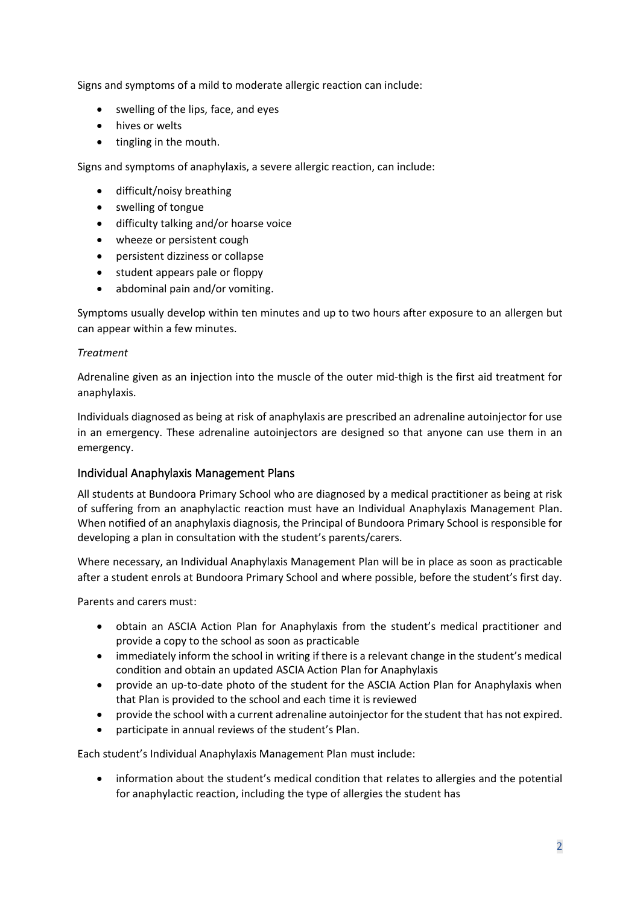Signs and symptoms of a mild to moderate allergic reaction can include:

- swelling of the lips, face, and eyes
- hives or welts
- tingling in the mouth.

Signs and symptoms of anaphylaxis, a severe allergic reaction, can include:

- difficult/noisy breathing
- swelling of tongue
- difficulty talking and/or hoarse voice
- wheeze or persistent cough
- persistent dizziness or collapse
- student appears pale or floppy
- abdominal pain and/or vomiting.

Symptoms usually develop within ten minutes and up to two hours after exposure to an allergen but can appear within a few minutes.

*Treatment*

Adrenaline given as an injection into the muscle of the outer mid-thigh is the first aid treatment for anaphylaxis.

Individuals diagnosed as being at risk of anaphylaxis are prescribed an adrenaline autoinjector for use in an emergency. These adrenaline autoinjectors are designed so that anyone can use them in an emergency.

## Individual Anaphylaxis Management Plans

All students at Bundoora Primary School who are diagnosed by a medical practitioner as being at risk of suffering from an anaphylactic reaction must have an Individual Anaphylaxis Management Plan. When notified of an anaphylaxis diagnosis, the Principal of Bundoora Primary School is responsible for developing a plan in consultation with the student's parents/carers.

Where necessary, an Individual Anaphylaxis Management Plan will be in place as soon as practicable after a student enrols at Bundoora Primary School and where possible, before the student's first day.

Parents and carers must:

- obtain an ASCIA Action Plan for Anaphylaxis from the student's medical practitioner and provide a copy to the school as soon as practicable
- immediately inform the school in writing if there is a relevant change in the student's medical condition and obtain an updated ASCIA Action Plan for Anaphylaxis
- provide an up-to-date photo of the student for the ASCIA Action Plan for Anaphylaxis when that Plan is provided to the school and each time it is reviewed
- provide the school with a current adrenaline autoinjector for the student that has not expired.
- participate in annual reviews of the student's Plan.

Each student's Individual Anaphylaxis Management Plan must include:

- information about the student's medical condition that relates to allergies and the potential for anaphylactic reaction, including the type of allergies the student has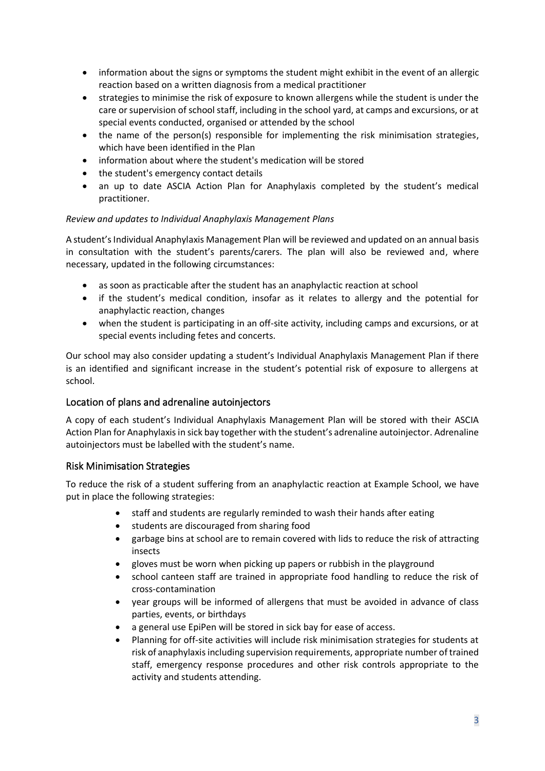- information about the signs or symptoms the student might exhibit in the event of an allergic reaction based on a written diagnosis from a medical practitioner
- strategies to minimise the risk of exposure to known allergens while the student is under the care or supervision of school staff, including in the school yard, at camps and excursions, or at special events conducted, organised or attended by the school
- the name of the person(s) responsible for implementing the risk minimisation strategies, which have been identified in the Plan
- information about where the student's medication will be stored
- the student's emergency contact details
- an up to date ASCIA Action Plan for Anaphylaxis completed by the student's medical practitioner.

*Review and updates to Individual Anaphylaxis Management Plans*

A student's Individual Anaphylaxis Management Plan will be reviewed and updated on an annual basis in consultation with the student's parents/carers. The plan will also be reviewed and, where necessary, updated in the following circumstances:

- as soon as practicable after the student has an anaphylactic reaction at school
- if the student's medical condition, insofar as it relates to allergy and the potential for anaphylactic reaction, changes
- when the student is participating in an off-site activity, including camps and excursions, or at special events including fetes and concerts.

Our school may also consider updating a student's Individual Anaphylaxis Management Plan if there is an identified and significant increase in the student's potential risk of exposure to allergens at school.

## Location of plans and adrenaline autoinjectors

A copy of each student's Individual Anaphylaxis Management Plan will be stored with their ASCIA Action Plan for Anaphylaxis in sick bay together with the student's adrenaline autoinjector. Adrenaline autoinjectors must be labelled with the student's name.

## Risk Minimisation Strategies

To reduce the risk of a student suffering from an anaphylactic reaction at Example School, we have put in place the following strategies:

- staff and students are regularly reminded to wash their hands after eating
- students are discouraged from sharing food
- garbage bins at school are to remain covered with lids to reduce the risk of attracting insects
- gloves must be worn when picking up papers or rubbish in the playground
- school canteen staff are trained in appropriate food handling to reduce the risk of cross-contamination
- year groups will be informed of allergens that must be avoided in advance of class parties, events, or birthdays
- a general use EpiPen will be stored in sick bay for ease of access.
- Planning for off-site activities will include risk minimisation strategies for students at risk of anaphylaxis including supervision requirements, appropriate number of trained staff, emergency response procedures and other risk controls appropriate to the activity and students attending.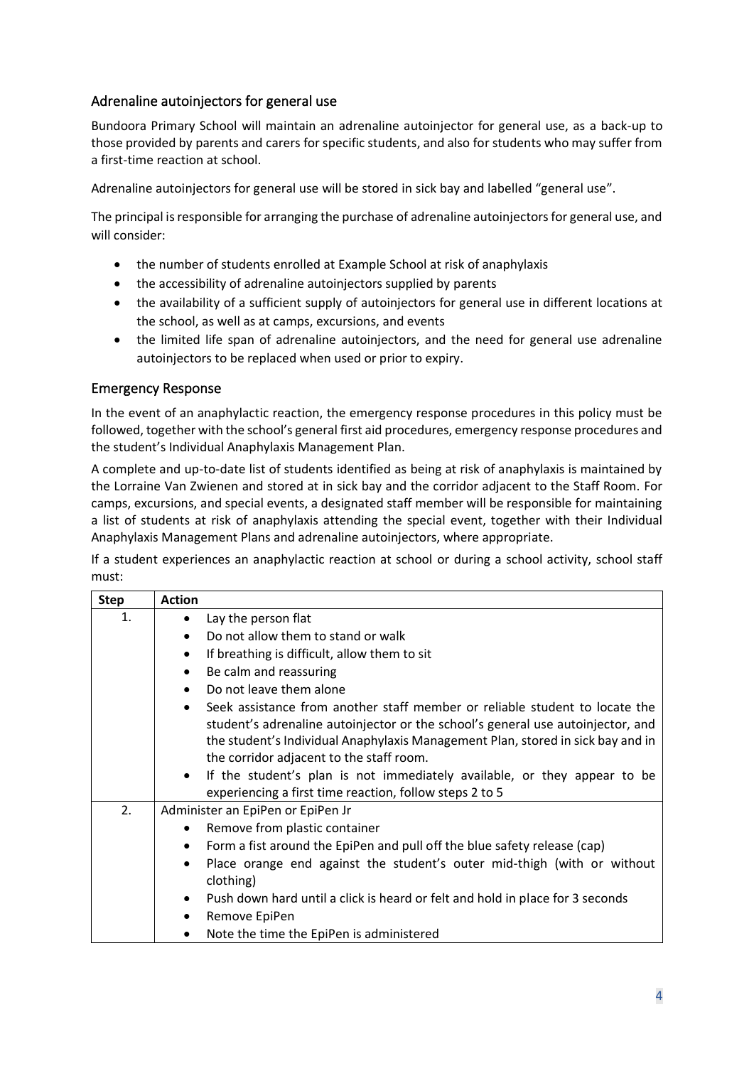## Adrenaline autoinjectors for general use

Bundoora Primary School will maintain an adrenaline autoinjector for general use, as a back-up to those provided by parents and carers for specific students, and also for students who may suffer from a first-time reaction at school.

Adrenaline autoinjectors for general use will be stored in sick bay and labelled "general use".

The principal is responsible for arranging the purchase of adrenaline autoinjectors for general use, and will consider:

- the number of students enrolled at Example School at risk of anaphylaxis
- the accessibility of adrenaline autoinjectors supplied by parents
- the availability of a sufficient supply of autoinjectors for general use in different locations at the school, as well as at camps, excursions, and events
- the limited life span of adrenaline autoinjectors, and the need for general use adrenaline autoinjectors to be replaced when used or prior to expiry.

## Emergency Response

In the event of an anaphylactic reaction, the emergency response procedures in this policy must be followed, together with the school's general first aid procedures, emergency response procedures and the student's Individual Anaphylaxis Management Plan.

A complete and up-to-date list of students identified as being at risk of anaphylaxis is maintained by the Lorraine Van Zwienen and stored at in sick bay and the corridor adjacent to the Staff Room. For camps, excursions, and special events, a designated staff member will be responsible for maintaining a list of students at risk of anaphylaxis attending the special event, together with their Individual Anaphylaxis Management Plans and adrenaline autoinjectors, where appropriate.

If a student experiences an anaphylactic reaction at school or during a school activity, school staff must:

| Step | Action |
|---|---|
| 1. | • Lay the person flat<br>• Do not allow them to stand or walk<br>• If breathing is difficult, allow them to sit<br>• Be calm and reassuring<br>• Do not leave them alone<br>• Seek assistance from another staff member or reliable student to locate the student's adrenaline autoinjector or the school's general use autoinjector, and the student's Individual Anaphylaxis Management Plan, stored in sick bay and in the corridor adjacent to the staff room.<br>• If the student's plan is not immediately available, or they appear to be experiencing a first time reaction, follow steps 2 to 5 |
| 2. | Administer an EpiPen or EpiPen Jr<br>• Remove from plastic container<br>• Form a fist around the EpiPen and pull off the blue safety release (cap)<br>• Place orange end against the student's outer mid-thigh (with or without clothing)<br>• Push down hard until a click is heard or felt and hold in place for 3 seconds<br>• Remove EpiPen<br>• Note the time the EpiPen is administered |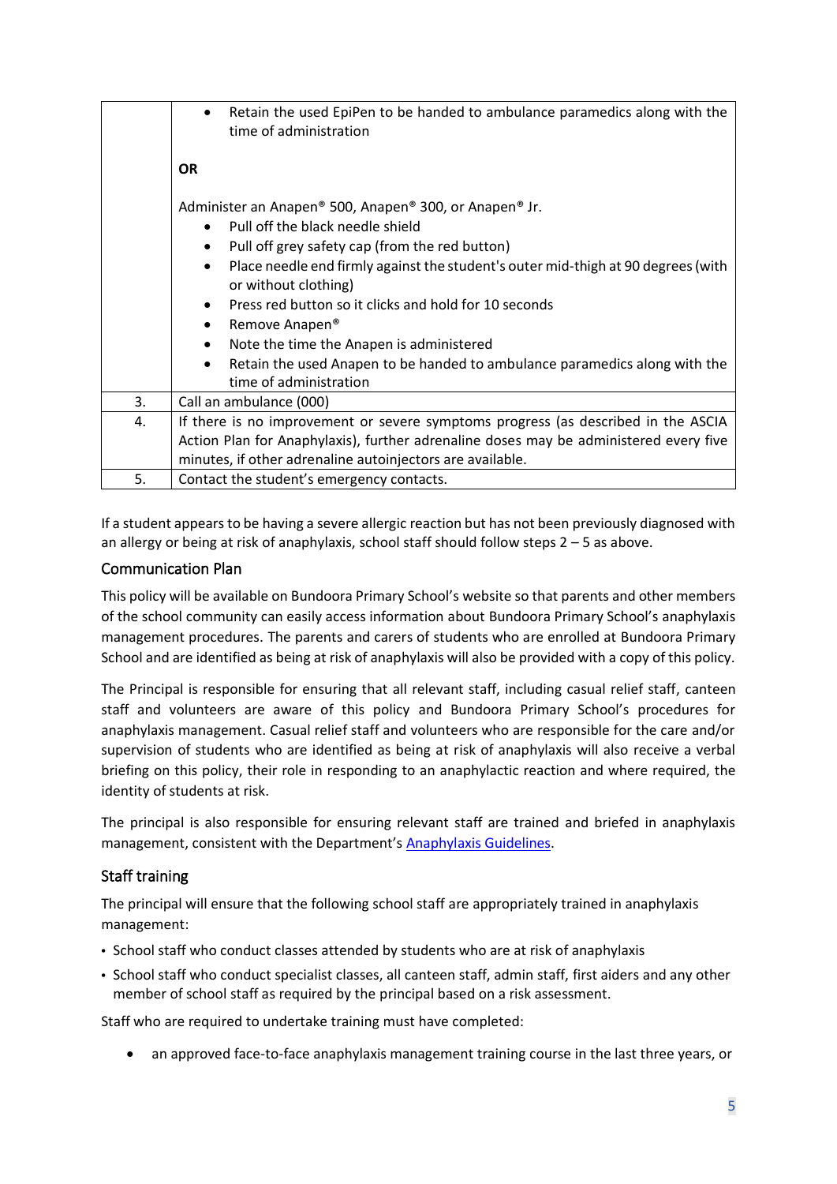| | |
|---|---|
| | • Retain the used EpiPen to be handed to ambulance paramedics along with the time of administration<br><br>**OR**<br><br>Administer an Anapen® 500, Anapen® 300, or Anapen® Jr.<br>• Pull off the black needle shield<br>• Pull off grey safety cap (from the red button)<br>• Place needle end firmly against the student's outer mid-thigh at 90 degrees (with or without clothing)<br>• Press red button so it clicks and hold for 10 seconds<br>• Remove Anapen®<br>• Note the time the Anapen is administered<br>• Retain the used Anapen to be handed to ambulance paramedics along with the time of administration |
| 3. | Call an ambulance (000) |
| 4. | If there is no improvement or severe symptoms progress (as described in the ASCIA Action Plan for Anaphylaxis), further adrenaline doses may be administered every five minutes, if other adrenaline autoinjectors are available. |
| 5. | Contact the student's emergency contacts. |

If a student appears to be having a severe allergic reaction but has not been previously diagnosed with an allergy or being at risk of anaphylaxis, school staff should follow steps 2 – 5 as above.

## Communication Plan

This policy will be available on Bundoora Primary School's website so that parents and other members of the school community can easily access information about Bundoora Primary School's anaphylaxis management procedures. The parents and carers of students who are enrolled at Bundoora Primary School and are identified as being at risk of anaphylaxis will also be provided with a copy of this policy.

The Principal is responsible for ensuring that all relevant staff, including casual relief staff, canteen staff and volunteers are aware of this policy and Bundoora Primary School's procedures for anaphylaxis management. Casual relief staff and volunteers who are responsible for the care and/or supervision of students who are identified as being at risk of anaphylaxis will also receive a verbal briefing on this policy, their role in responding to an anaphylactic reaction and where required, the identity of students at risk.

The principal is also responsible for ensuring relevant staff are trained and briefed in anaphylaxis management, consistent with the Department's Anaphylaxis Guidelines.

## Staff training

The principal will ensure that the following school staff are appropriately trained in anaphylaxis management:

- School staff who conduct classes attended by students who are at risk of anaphylaxis
- School staff who conduct specialist classes, all canteen staff, admin staff, first aiders and any other member of school staff as required by the principal based on a risk assessment.

Staff who are required to undertake training must have completed:

- an approved face-to-face anaphylaxis management training course in the last three years, or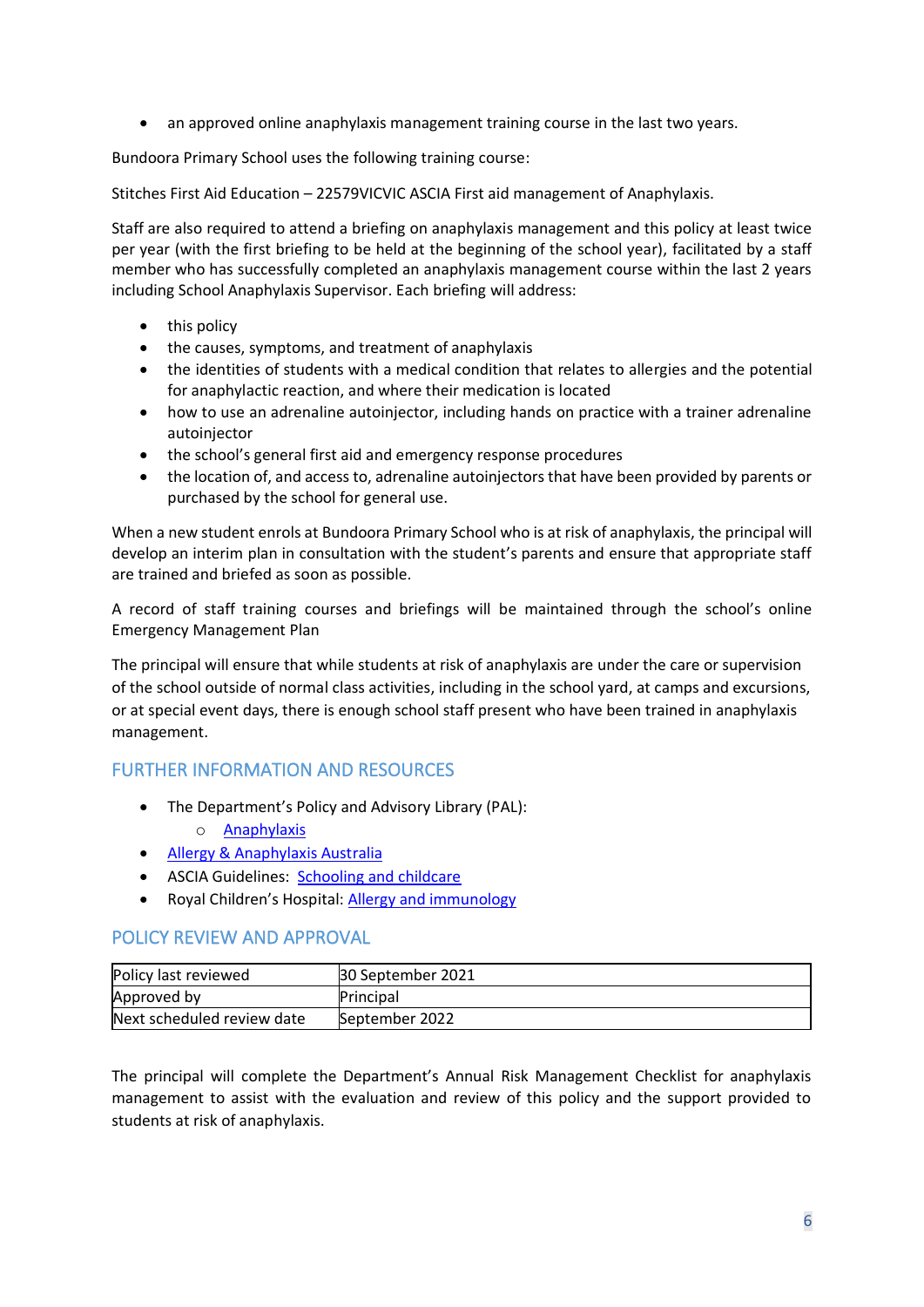- an approved online anaphylaxis management training course in the last two years.

Bundoora Primary School uses the following training course:

Stitches First Aid Education – 22579VICVIC ASCIA First aid management of Anaphylaxis.

Staff are also required to attend a briefing on anaphylaxis management and this policy at least twice per year (with the first briefing to be held at the beginning of the school year), facilitated by a staff member who has successfully completed an anaphylaxis management course within the last 2 years including School Anaphylaxis Supervisor. Each briefing will address:

- this policy
- the causes, symptoms, and treatment of anaphylaxis
- the identities of students with a medical condition that relates to allergies and the potential for anaphylactic reaction, and where their medication is located
- how to use an adrenaline autoinjector, including hands on practice with a trainer adrenaline autoinjector
- the school's general first aid and emergency response procedures
- the location of, and access to, adrenaline autoinjectors that have been provided by parents or purchased by the school for general use.

When a new student enrols at Bundoora Primary School who is at risk of anaphylaxis, the principal will develop an interim plan in consultation with the student's parents and ensure that appropriate staff are trained and briefed as soon as possible.

A record of staff training courses and briefings will be maintained through the school's online Emergency Management Plan

The principal will ensure that while students at risk of anaphylaxis are under the care or supervision of the school outside of normal class activities, including in the school yard, at camps and excursions, or at special event days, there is enough school staff present who have been trained in anaphylaxis management.

## FURTHER INFORMATION AND RESOURCES

- The Department's Policy and Advisory Library (PAL):
  - Anaphylaxis
- Allergy & Anaphylaxis Australia
- ASCIA Guidelines: Schooling and childcare
- Royal Children's Hospital: Allergy and immunology

## POLICY REVIEW AND APPROVAL

| | |
|---|---|
| Policy last reviewed | 30 September 2021 |
| Approved by | Principal |
| Next scheduled review date | September 2022 |

The principal will complete the Department's Annual Risk Management Checklist for anaphylaxis management to assist with the evaluation and review of this policy and the support provided to students at risk of anaphylaxis.